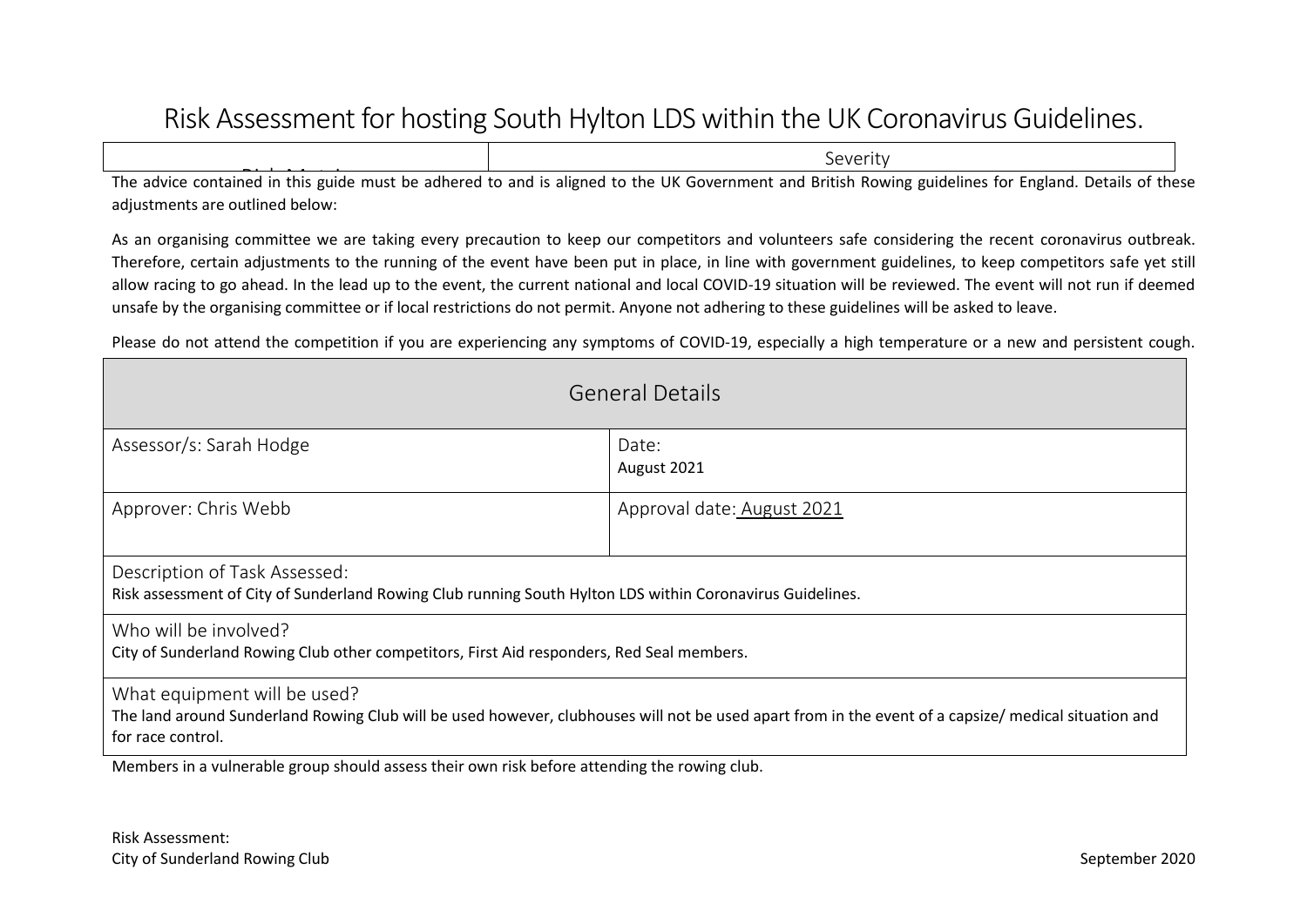# Risk Assessment for hosting South Hylton LDS within the UK Coronavirus Guidelines.

| Risk Matrix | Severity |
|---|---|

The advice contained in this guide must be adhered to and is aligned to the UK Government and British Rowing guidelines for England. Details of these adjustments are outlined below:

As an organising committee we are taking every precaution to keep our competitors and volunteers safe considering the recent coronavirus outbreak. Therefore, certain adjustments to the running of the event have been put in place, in line with government guidelines, to keep competitors safe yet still allow racing to go ahead. In the lead up to the event, the current national and local COVID-19 situation will be reviewed. The event will not run if deemed unsafe by the organising committee or if local restrictions do not permit. Anyone not adhering to these guidelines will be asked to leave.

Please do not attend the competition if you are experiencing any symptoms of COVID-19, especially a high temperature or a new and persistent cough.

| General Details | |
|---|---|
| Assessor/s: Sarah Hodge | Date: August 2021 |
| Approver: Chris Webb | Approval date: August 2021 |
| Description of Task Assessed: Risk assessment of City of Sunderland Rowing Club running South Hylton LDS within Coronavirus Guidelines. | |
| Who will be involved? City of Sunderland Rowing Club other competitors, First Aid responders, Red Seal members. | |
| What equipment will be used? The land around Sunderland Rowing Club will be used however, clubhouses will not be used apart from in the event of a capsize/ medical situation and for race control. | |

Members in a vulnerable group should assess their own risk before attending the rowing club.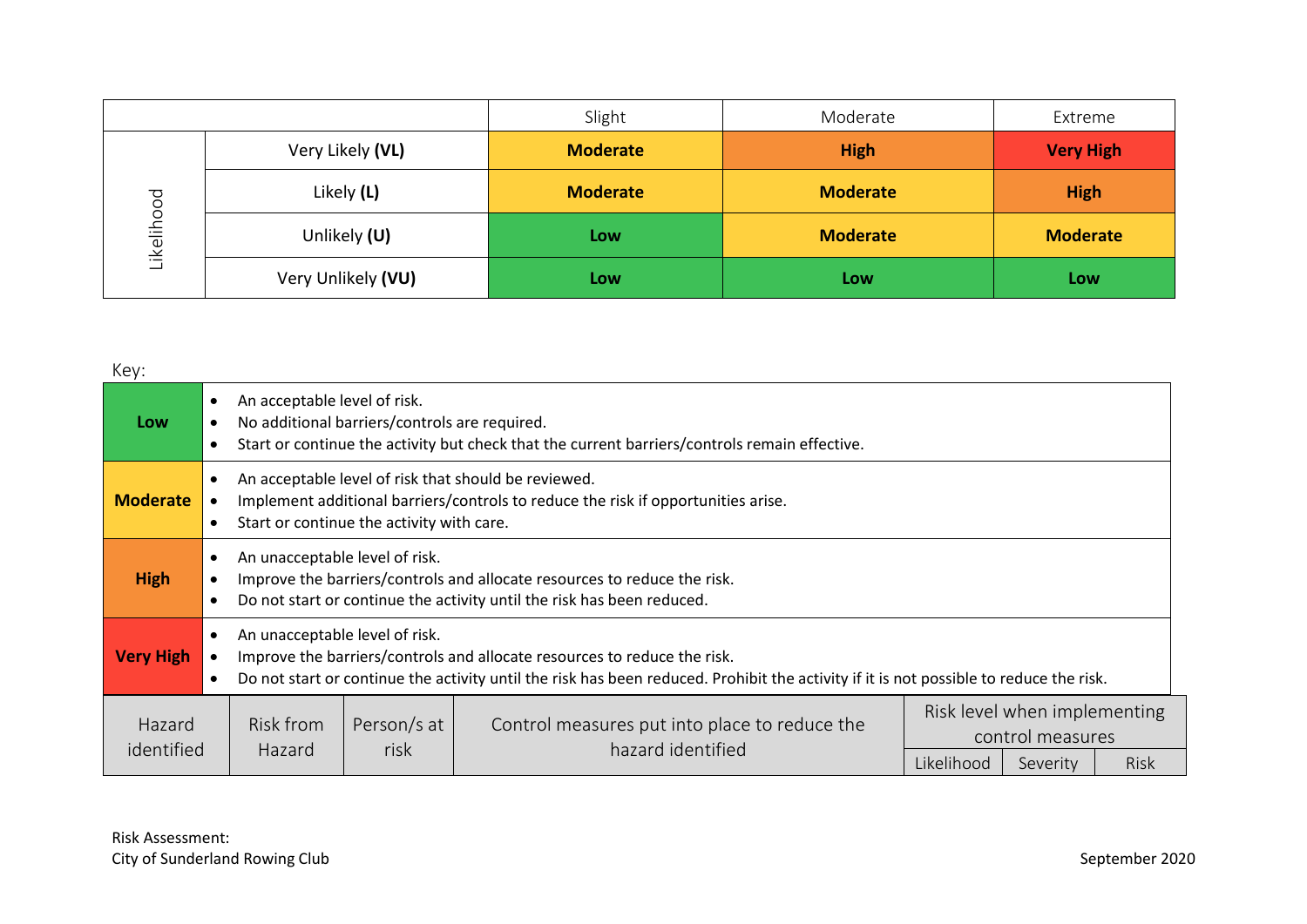| | | Slight | Moderate | Extreme |
|---|---|---|---|---|
| Likelihood | Very Likely **(VL)** | **Moderate** | **High** | **Very High** |
| | Likely **(L)** | **Moderate** | **Moderate** | **High** |
| | Unlikely **(U)** | **Low** | **Moderate** | **Moderate** |
| | Very Unlikely **(VU)** | **Low** | **Low** | **Low** |

Key:

| | |
|---|---|
| **Low** | • An acceptable level of risk.<br>• No additional barriers/controls are required.<br>• Start or continue the activity but check that the current barriers/controls remain effective. |
| **Moderate** | • An acceptable level of risk that should be reviewed.<br>• Implement additional barriers/controls to reduce the risk if opportunities arise.<br>• Start or continue the activity with care. |
| **High** | • An unacceptable level of risk.<br>• Improve the barriers/controls and allocate resources to reduce the risk.<br>• Do not start or continue the activity until the risk has been reduced. |
| **Very High** | • An unacceptable level of risk.<br>• Improve the barriers/controls and allocate resources to reduce the risk.<br>• Do not start or continue the activity until the risk has been reduced. Prohibit the activity if it is not possible to reduce the risk. |

| Hazard identified | Risk from Hazard | Person/s at risk | Control measures put into place to reduce the hazard identified | Risk level when implementing control measures | | |
|---|---|---|---|---|---|---|
| | | | | Likelihood | Severity | Risk |

Risk Assessment:
City of Sunderland Rowing Club

September 2020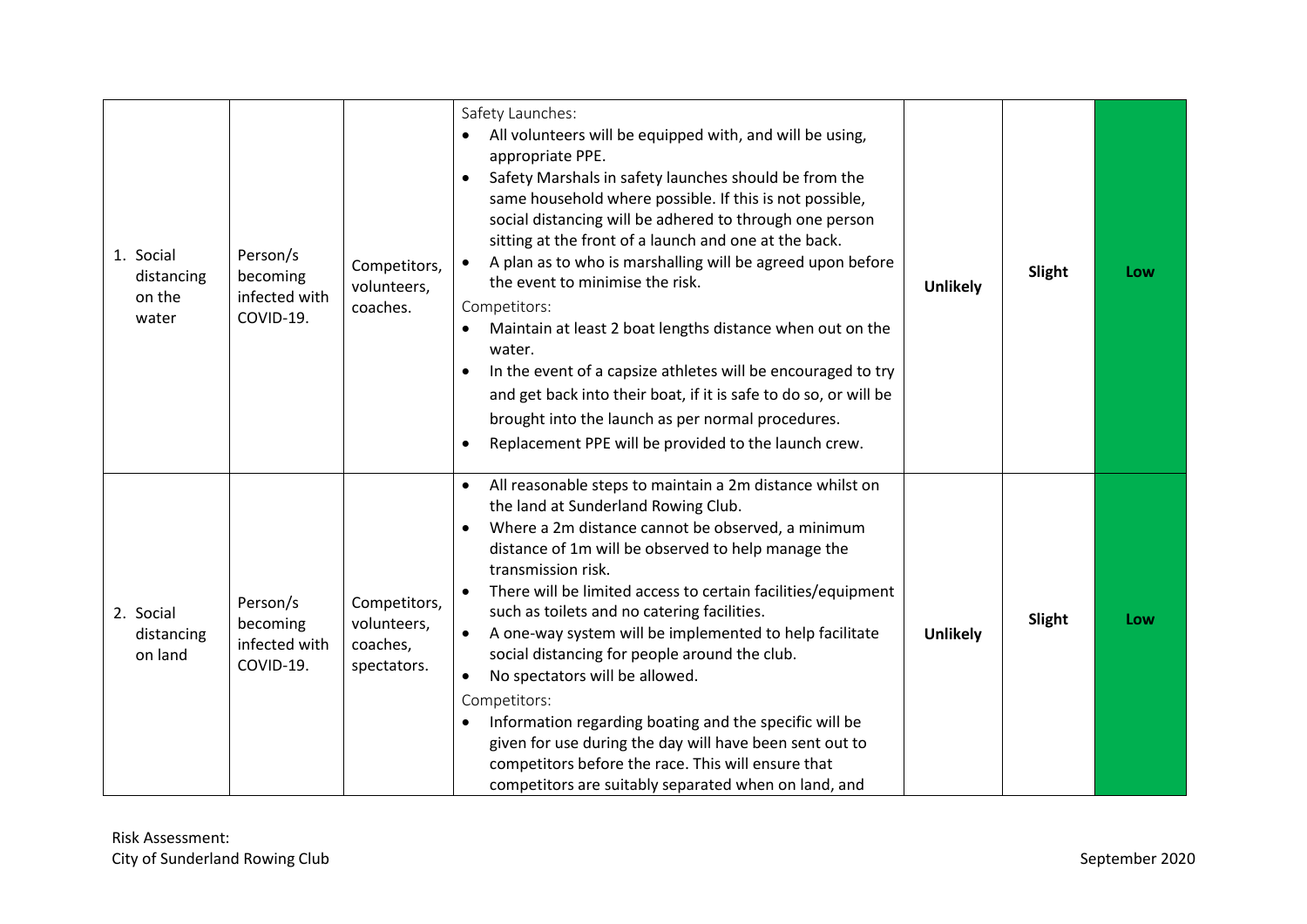| 1. Social distancing on the water | Person/s becoming infected with COVID-19. | Competitors, volunteers, coaches. | Safety Launches:<br>• All volunteers will be equipped with, and will be using, appropriate PPE.<br>• Safety Marshals in safety launches should be from the same household where possible. If this is not possible, social distancing will be adhered to through one person sitting at the front of a launch and one at the back.<br>• A plan as to who is marshalling will be agreed upon before the event to minimise the risk.<br>Competitors:<br>• Maintain at least 2 boat lengths distance when out on the water.<br>• In the event of a capsize athletes will be encouraged to try and get back into their boat, if it is safe to do so, or will be brought into the launch as per normal procedures.<br>• Replacement PPE will be provided to the launch crew. | **Unlikely** | **Slight** | **Low** |
|---|---|---|---|---|---|---|
| 2. Social distancing on land | Person/s becoming infected with COVID-19. | Competitors, volunteers, coaches, spectators. | • All reasonable steps to maintain a 2m distance whilst on the land at Sunderland Rowing Club.<br>• Where a 2m distance cannot be observed, a minimum distance of 1m will be observed to help manage the transmission risk.<br>• There will be limited access to certain facilities/equipment such as toilets and no catering facilities.<br>• A one-way system will be implemented to help facilitate social distancing for people around the club.<br>• No spectators will be allowed.<br>Competitors:<br>• Information regarding boating and the specific will be given for use during the day will have been sent out to competitors before the race. This will ensure that competitors are suitably separated when on land, and | **Unlikely** | **Slight** | **Low** |

Risk Assessment:
City of Sunderland Rowing Club

September 2020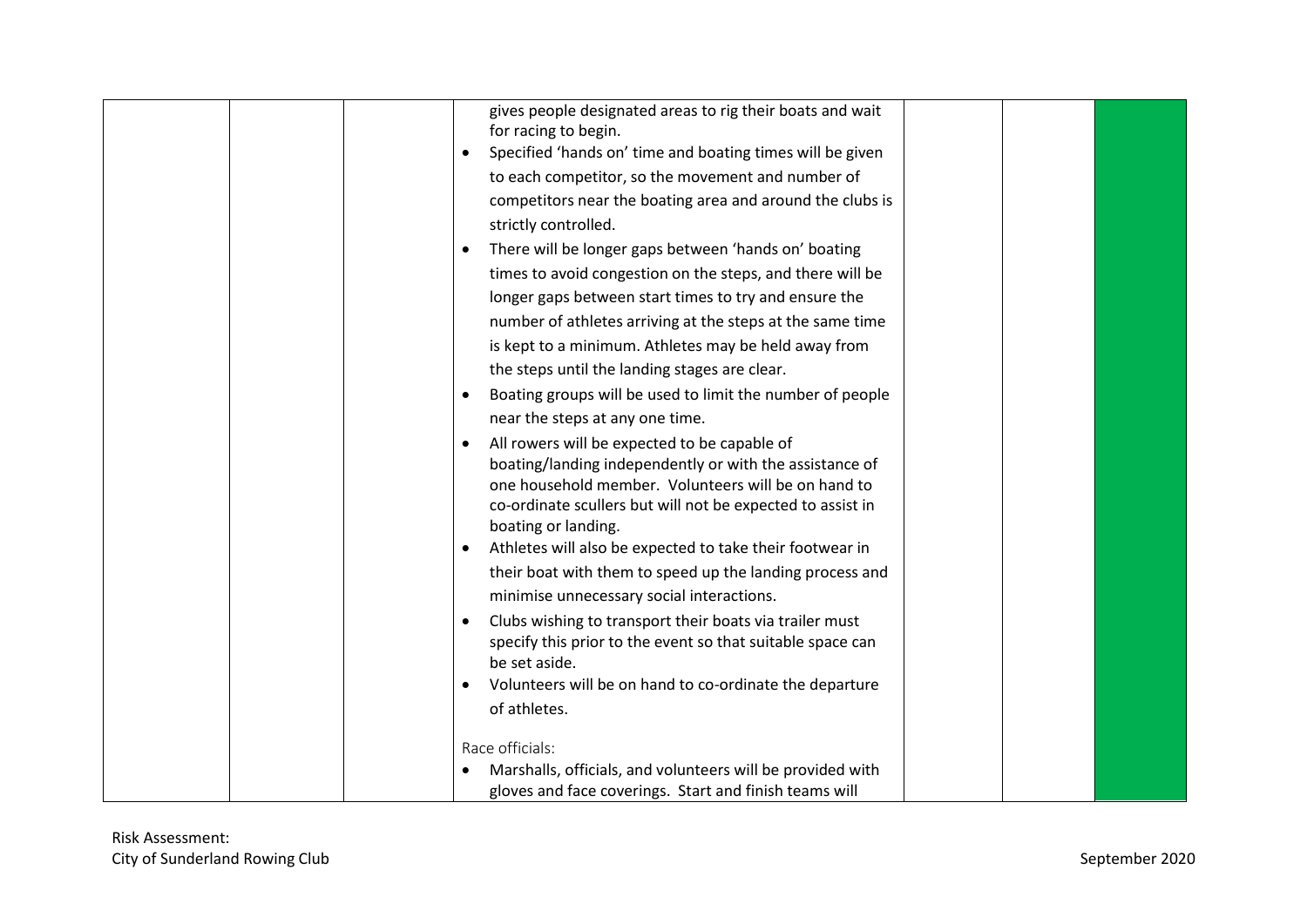|  |  |  | gives people designated areas to rig their boats and wait for racing to begin.<br>• Specified 'hands on' time and boating times will be given to each competitor, so the movement and number of competitors near the boating area and around the clubs is strictly controlled.<br>• There will be longer gaps between 'hands on' boating times to avoid congestion on the steps, and there will be longer gaps between start times to try and ensure the number of athletes arriving at the steps at the same time is kept to a minimum. Athletes may be held away from the steps until the landing stages are clear.<br>• Boating groups will be used to limit the number of people near the steps at any one time.<br>• All rowers will be expected to be capable of boating/landing independently or with the assistance of one household member. Volunteers will be on hand to co-ordinate scullers but will not be expected to assist in boating or landing.<br>• Athletes will also be expected to take their footwear in their boat with them to speed up the landing process and minimise unnecessary social interactions.<br>• Clubs wishing to transport their boats via trailer must specify this prior to the event so that suitable space can be set aside.<br>• Volunteers will be on hand to co-ordinate the departure of athletes.<br><br>Race officials:<br>• Marshalls, officials, and volunteers will be provided with gloves and face coverings. Start and finish teams will |  |  |  |
|---|---|---|---|---|---|---|

Risk Assessment:
City of Sunderland Rowing Club

September 2020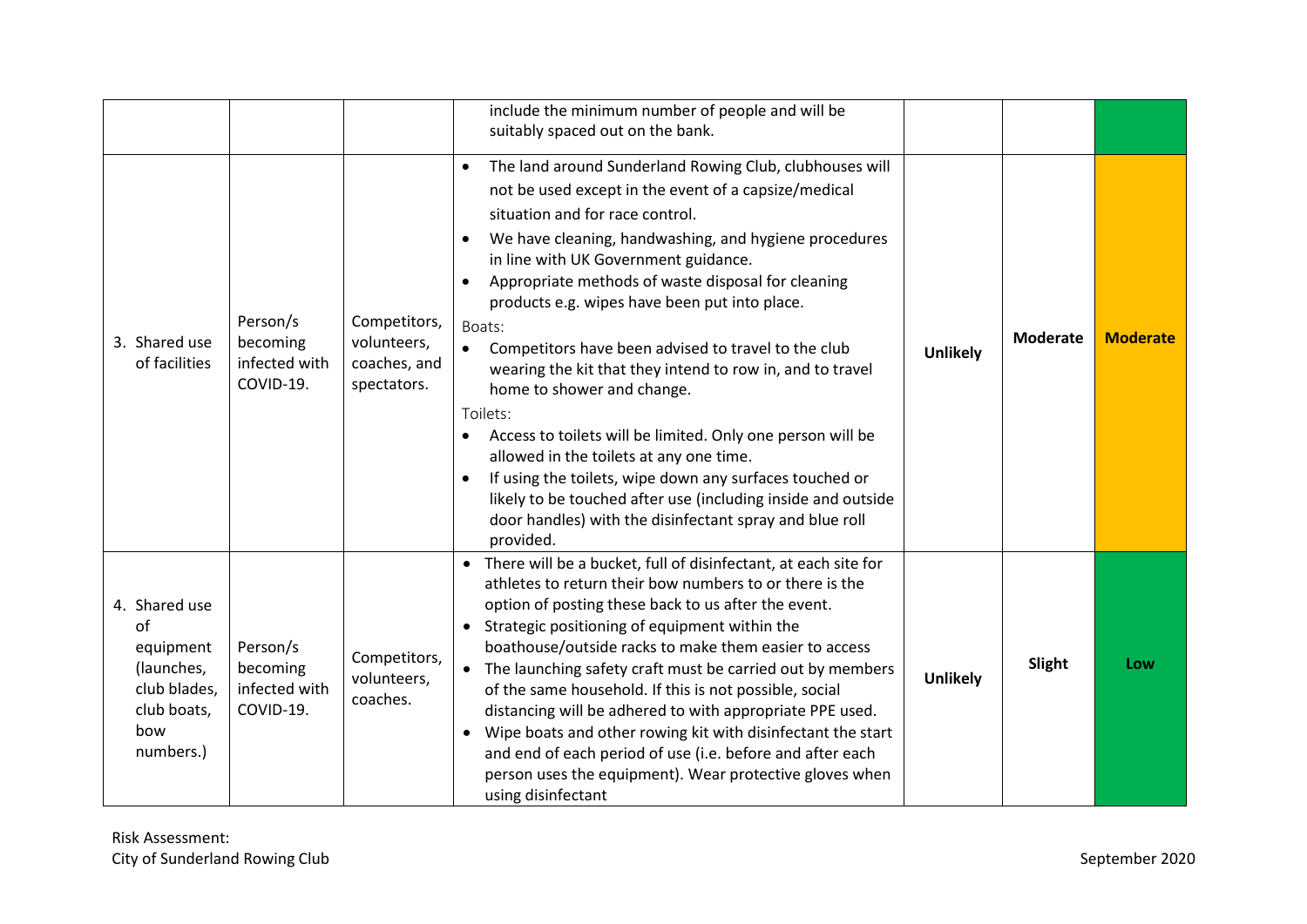|  |  |  |  |  |  |  |
|---|---|---|---|---|---|---|
|  |  |  | include the minimum number of people and will be suitably spaced out on the bank. |  |  |  |
| 3. Shared use of facilities | Person/s becoming infected with COVID-19. | Competitors, volunteers, coaches, and spectators. | • The land around Sunderland Rowing Club, clubhouses will not be used except in the event of a capsize/medical situation and for race control.<br>• We have cleaning, handwashing, and hygiene procedures in line with UK Government guidance.<br>• Appropriate methods of waste disposal for cleaning products e.g. wipes have been put into place.<br>Boats:<br>• Competitors have been advised to travel to the club wearing the kit that they intend to row in, and to travel home to shower and change.<br>Toilets:<br>• Access to toilets will be limited. Only one person will be allowed in the toilets at any one time.<br>• If using the toilets, wipe down any surfaces touched or likely to be touched after use (including inside and outside door handles) with the disinfectant spray and blue roll provided. | **Unlikely** | **Moderate** | **Moderate** |
| 4. Shared use of equipment (launches, club blades, club boats, bow numbers.) | Person/s becoming infected with COVID-19. | Competitors, volunteers, coaches. | • There will be a bucket, full of disinfectant, at each site for athletes to return their bow numbers to or there is the option of posting these back to us after the event.<br>• Strategic positioning of equipment within the boathouse/outside racks to make them easier to access<br>• The launching safety craft must be carried out by members of the same household. If this is not possible, social distancing will be adhered to with appropriate PPE used.<br>• Wipe boats and other rowing kit with disinfectant the start and end of each period of use (i.e. before and after each person uses the equipment). Wear protective gloves when using disinfectant | **Unlikely** | **Slight** | **Low** |

Risk Assessment:
City of Sunderland Rowing Club

September 2020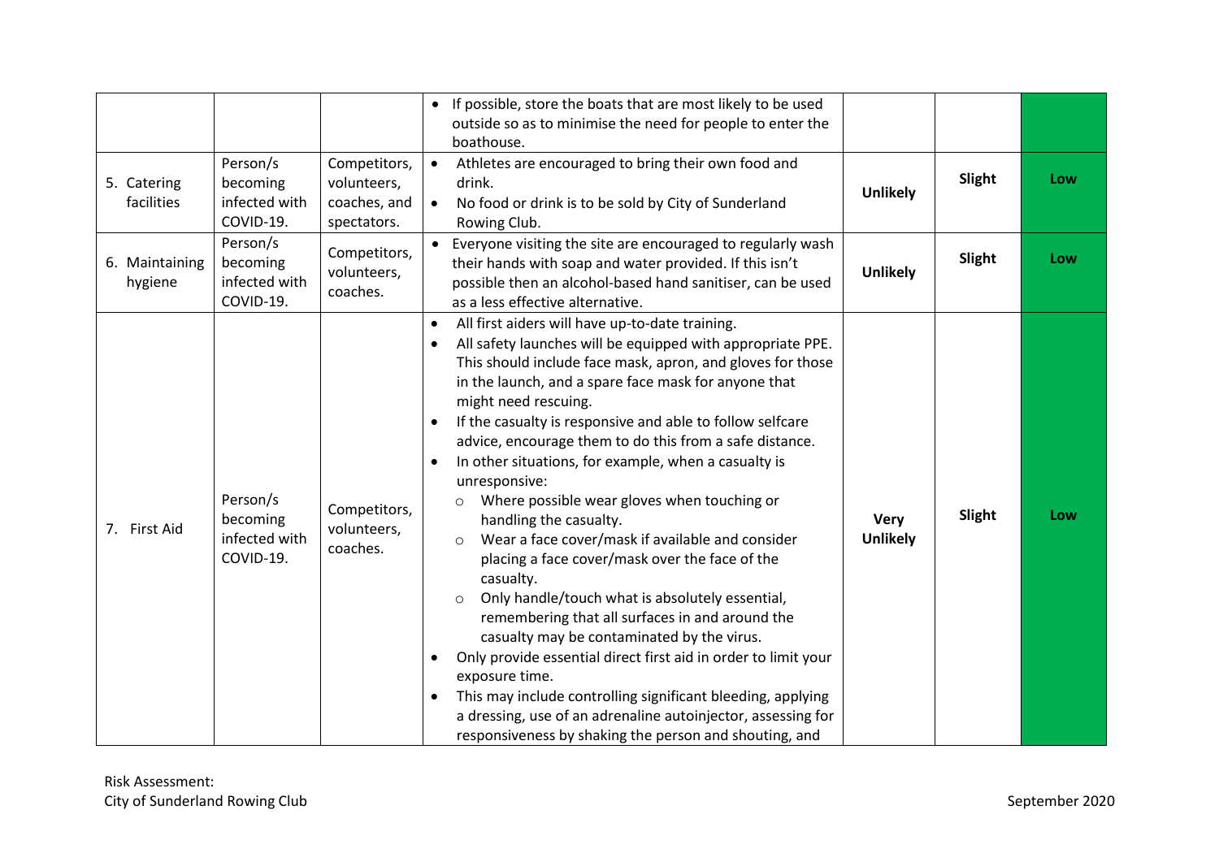| | | | | | | |
|---|---|---|---|---|---|---|
| | | | • If possible, store the boats that are most likely to be used outside so as to minimise the need for people to enter the boathouse. | | | |
| 5. Catering facilities | Person/s becoming infected with COVID-19. | Competitors, volunteers, coaches, and spectators. | • Athletes are encouraged to bring their own food and drink.<br>• No food or drink is to be sold by City of Sunderland Rowing Club. | **Unlikely** | **Slight** | **Low** |
| 6. Maintaining hygiene | Person/s becoming infected with COVID-19. | Competitors, volunteers, coaches. | • Everyone visiting the site are encouraged to regularly wash their hands with soap and water provided. If this isn't possible then an alcohol-based hand sanitiser, can be used as a less effective alternative. | **Unlikely** | **Slight** | **Low** |
| 7. First Aid | Person/s becoming infected with COVID-19. | Competitors, volunteers, coaches. | • All first aiders will have up-to-date training.<br>• All safety launches will be equipped with appropriate PPE. This should include face mask, apron, and gloves for those in the launch, and a spare face mask for anyone that might need rescuing.<br>• If the casualty is responsive and able to follow selfcare advice, encourage them to do this from a safe distance.<br>• In other situations, for example, when a casualty is unresponsive:<br>○ Where possible wear gloves when touching or handling the casualty.<br>○ Wear a face cover/mask if available and consider placing a face cover/mask over the face of the casualty.<br>○ Only handle/touch what is absolutely essential, remembering that all surfaces in and around the casualty may be contaminated by the virus.<br>• Only provide essential direct first aid in order to limit your exposure time.<br>• This may include controlling significant bleeding, applying a dressing, use of an adrenaline autoinjector, assessing for responsiveness by shaking the person and shouting, and | **Very Unlikely** | **Slight** | **Low** |

Risk Assessment:
City of Sunderland Rowing Club

September 2020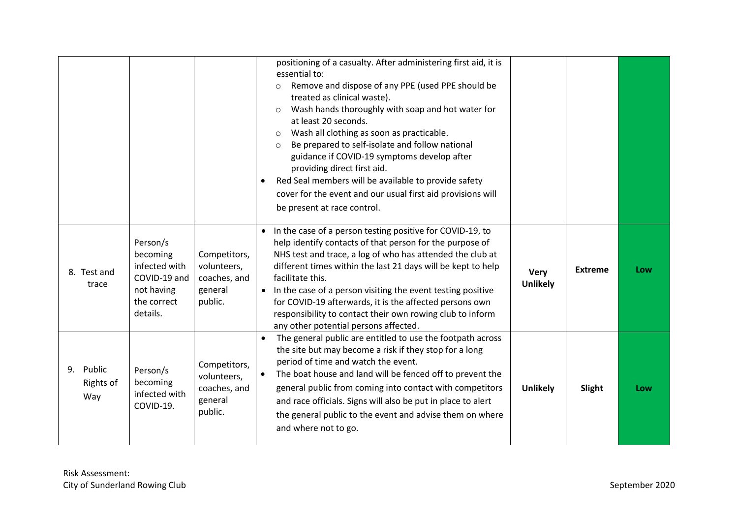| | | | | | | |
|---|---|---|---|---|---|---|
| | | | positioning of a casualty. After administering first aid, it is essential to:<br>○ Remove and dispose of any PPE (used PPE should be treated as clinical waste).<br>○ Wash hands thoroughly with soap and hot water for at least 20 seconds.<br>○ Wash all clothing as soon as practicable.<br>○ Be prepared to self-isolate and follow national guidance if COVID-19 symptoms develop after providing direct first aid.<br>• Red Seal members will be available to provide safety cover for the event and our usual first aid provisions will be present at race control. | | | |
| 8. Test and trace | Person/s becoming infected with COVID-19 and not having the correct details. | Competitors, volunteers, coaches, and general public. | • In the case of a person testing positive for COVID-19, to help identify contacts of that person for the purpose of NHS test and trace, a log of who has attended the club at different times within the last 21 days will be kept to help facilitate this.<br>• In the case of a person visiting the event testing positive for COVID-19 afterwards, it is the affected persons own responsibility to contact their own rowing club to inform any other potential persons affected. | **Very Unlikely** | **Extreme** | **Low** |
| 9. Public Rights of Way | Person/s becoming infected with COVID-19. | Competitors, volunteers, coaches, and general public. | • The general public are entitled to use the footpath across the site but may become a risk if they stop for a long period of time and watch the event.<br>• The boat house and land will be fenced off to prevent the general public from coming into contact with competitors and race officials. Signs will also be put in place to alert the general public to the event and advise them on where and where not to go. | **Unlikely** | **Slight** | **Low** |